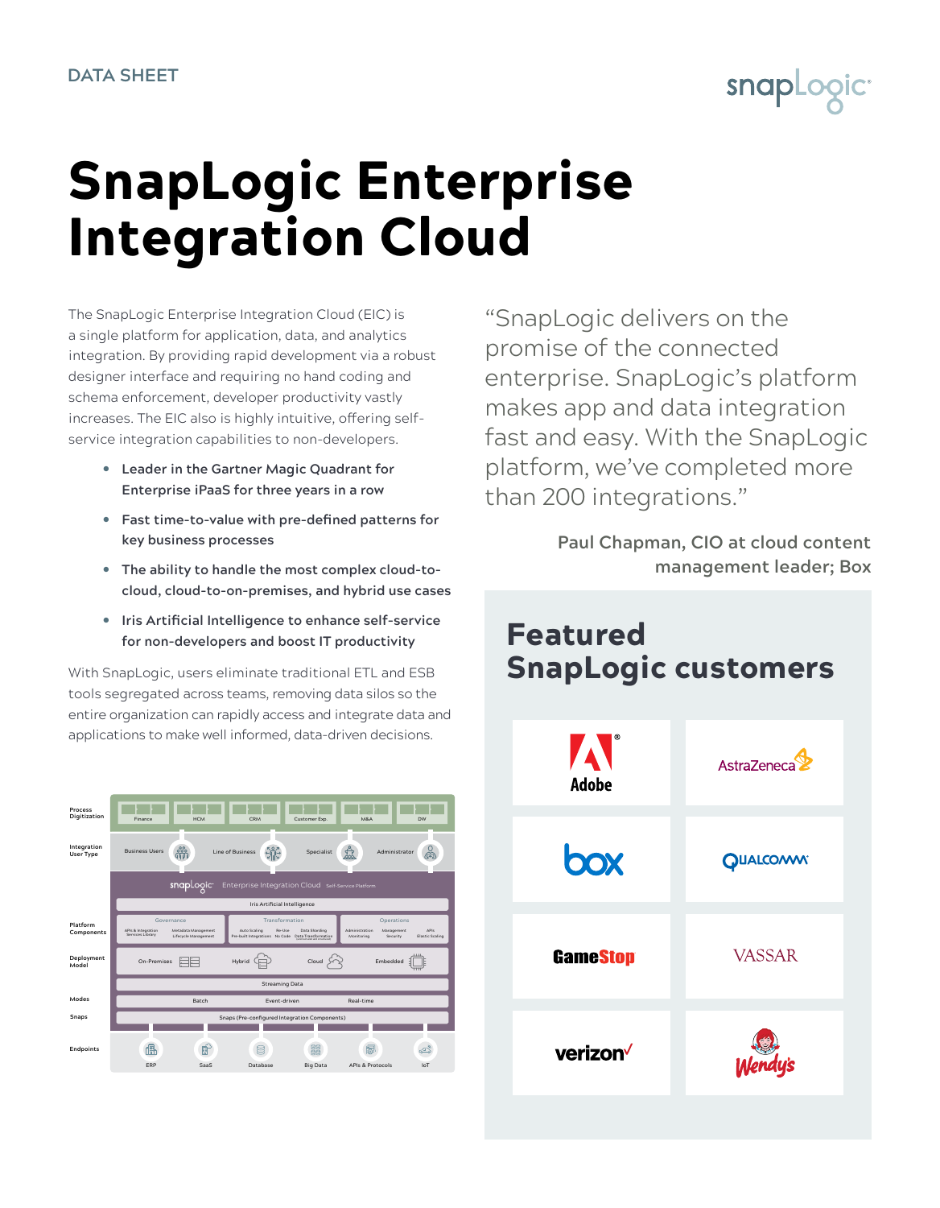DATA SHEET

# SnapLogic Enterprise Integration Cloud

The SnapLogic Enterprise Integration Cloud (EIC) is a single platform for application, data, and analytics integration. By providing rapid development via a robust designer interface and requiring no hand coding and schema enforcement, developer productivity vastly increases. The EIC also is highly intuitive, offering self-service integration capabilities to non-developers.

- **Leader in the Gartner Magic Quadrant for Enterprise iPaaS for three years in a row**
- **Fast time-to-value with pre-defined patterns for key business processes**
- **The ability to handle the most complex cloud-to-cloud, cloud-to-on-premises, and hybrid use cases**
- **Iris Artificial Intelligence to enhance self-service for non-developers and boost IT productivity**

With SnapLogic, users eliminate traditional ETL and ESB tools segregated across teams, removing data silos so the entire organization can rapidly access and integrate data and applications to make well informed, data-driven decisions.

Process Digitization: Finance | HCM | CRM | Customer Exp | M&A | DW

Integration User Type: Business Users | Line of Business | Specialist | Administrator

snapLogic Enterprise Integration Cloud — Self-Service Platform

Platform Components: Iris Artificial Intelligence; Governance (APIs & Integration Services Library, Metadata Management, Lifecycle Management); Transformation (Auto Scaling, Pre-built Integrations, Re-Use, No Code, Data Sharding, Data Transformation); Operations (Administration, Monitoring, Management, Security, APIs, Elastic Scaling)

Deployment Model: On-Premises | Hybrid | Cloud | Embedded

Streaming Data

Modes: Batch | Event-driven | Real-time

Snaps: Snaps (Pre-configured Integration Components)

Endpoints: ERP | SaaS | Database | Big Data | APIs & Protocols | IoT

"SnapLogic delivers on the promise of the connected enterprise. SnapLogic's platform makes app and data integration fast and easy. With the SnapLogic platform, we've completed more than 200 integrations."

**Paul Chapman, CIO at cloud content management leader; Box**

## Featured SnapLogic customers

Adobe | AstraZeneca | box | Qualcomm | GameStop | Vassar | verizon | Wendy's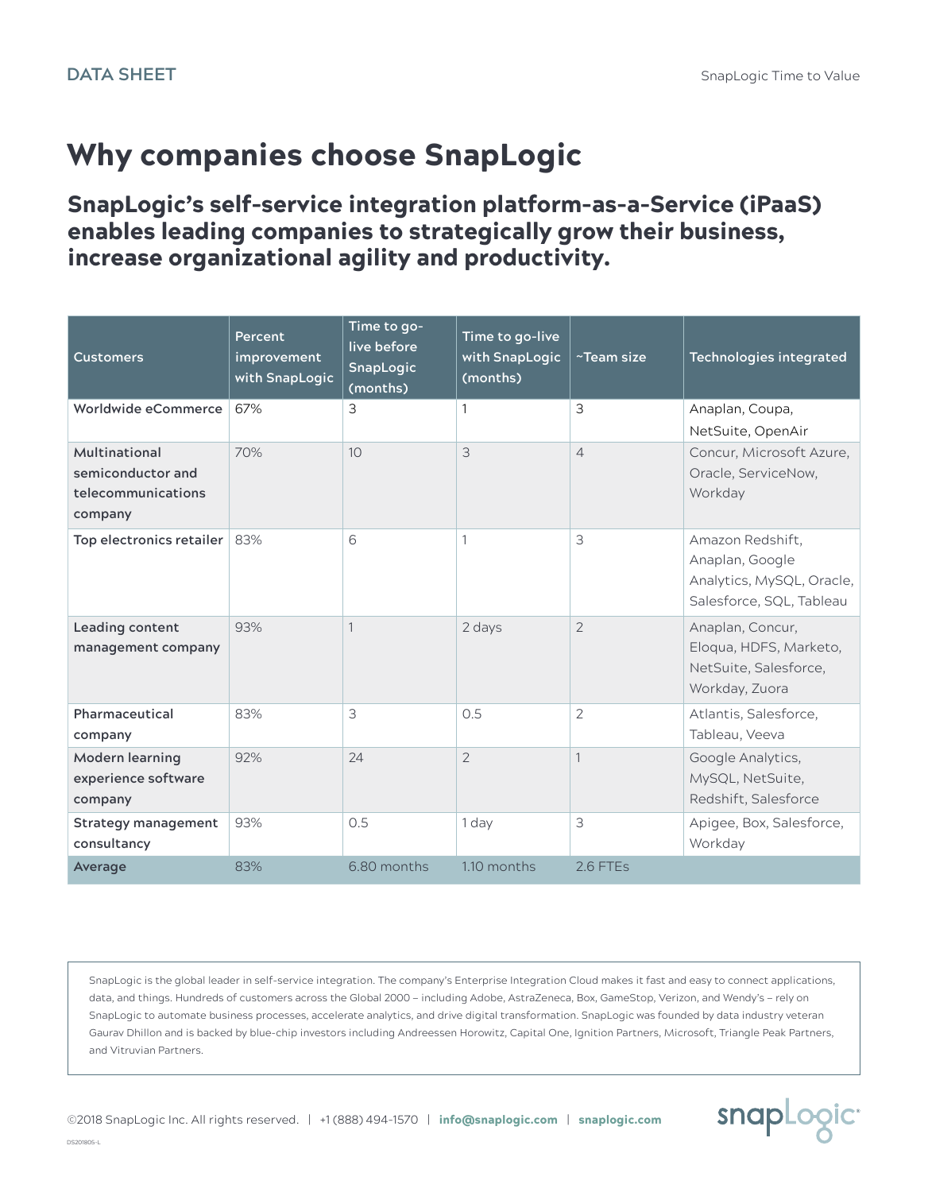# Why companies choose SnapLogic

## SnapLogic's self-service integration platform-as-a-Service (iPaaS) enables leading companies to strategically grow their business, increase organizational agility and productivity.

| Customers | Percent improvement with SnapLogic | Time to go-live before SnapLogic (months) | Time to go-live with SnapLogic (months) | ~Team size | Technologies integrated |
|---|---|---|---|---|---|
| **Worldwide eCommerce** | 67% | 3 | 1 | 3 | Anaplan, Coupa, NetSuite, OpenAir |
| **Multinational semiconductor and telecommunications company** | 70% | 10 | 3 | 4 | Concur, Microsoft Azure, Oracle, ServiceNow, Workday |
| **Top electronics retailer** | 83% | 6 | 1 | 3 | Amazon Redshift, Anaplan, Google Analytics, MySQL, Oracle, Salesforce, SQL, Tableau |
| **Leading content management company** | 93% | 1 | 2 days | 2 | Anaplan, Concur, Eloqua, HDFS, Marketo, NetSuite, Salesforce, Workday, Zuora |
| **Pharmaceutical company** | 83% | 3 | 0.5 | 2 | Atlantis, Salesforce, Tableau, Veeva |
| **Modern learning experience software company** | 92% | 24 | 2 | 1 | Google Analytics, MySQL, NetSuite, Redshift, Salesforce |
| **Strategy management consultancy** | 93% | 0.5 | 1 day | 3 | Apigee, Box, Salesforce, Workday |
| **Average** | 83% | 6.80 months | 1.10 months | 2.6 FTEs | |

SnapLogic is the global leader in self-service integration. The company's Enterprise Integration Cloud makes it fast and easy to connect applications, data, and things. Hundreds of customers across the Global 2000 – including Adobe, AstraZeneca, Box, GameStop, Verizon, and Wendy's – rely on SnapLogic to automate business processes, accelerate analytics, and drive digital transformation. SnapLogic was founded by data industry veteran Gaurav Dhillon and is backed by blue-chip investors including Andreessen Horowitz, Capital One, Ignition Partners, Microsoft, Triangle Peak Partners, and Vitruvian Partners.

©2018 SnapLogic Inc. All rights reserved. | +1 (888) 494-1570 | **info@snaplogic.com** | **snaplogic.com**

DS201805-L